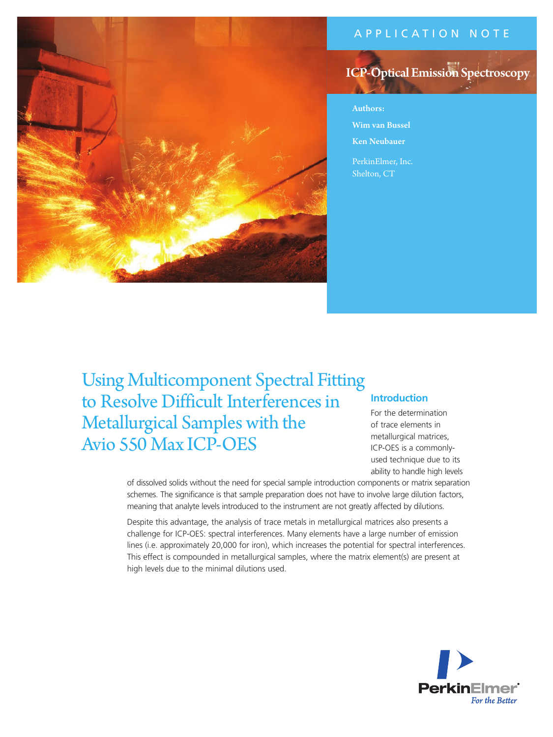APPLICATION NOTE

ICP-Optical Emission Spectroscopy

**Authors:**

**Wim van Bussel**

**Ken Neubauer**

PerkinElmer, Inc.
Shelton, CT

# Using Multicomponent Spectral Fitting to Resolve Difficult Interferences in Metallurgical Samples with the Avio 550 Max ICP-OES

## Introduction

For the determination of trace elements in metallurgical matrices, ICP-OES is a commonly-used technique due to its ability to handle high levels of dissolved solids without the need for special sample introduction components or matrix separation schemes. The significance is that sample preparation does not have to involve large dilution factors, meaning that analyte levels introduced to the instrument are not greatly affected by dilutions.

Despite this advantage, the analysis of trace metals in metallurgical matrices also presents a challenge for ICP-OES: spectral interferences. Many elements have a large number of emission lines (i.e. approximately 20,000 for iron), which increases the potential for spectral interferences. This effect is compounded in metallurgical samples, where the matrix element(s) are present at high levels due to the minimal dilutions used.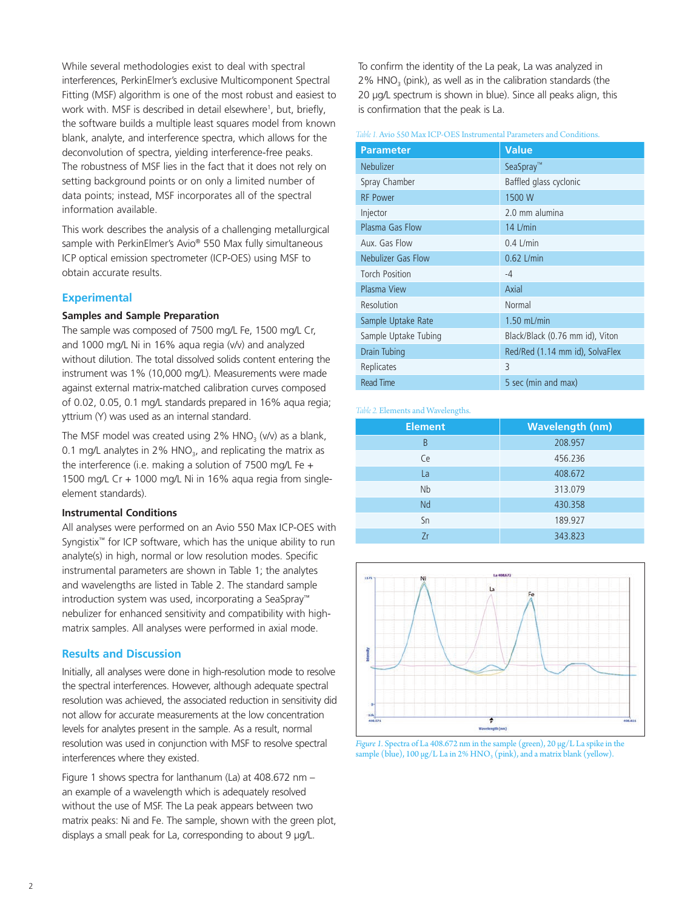While several methodologies exist to deal with spectral interferences, PerkinElmer's exclusive Multicomponent Spectral Fitting (MSF) algorithm is one of the most robust and easiest to work with. MSF is described in detail elsewhere[1], but, briefly, the software builds a multiple least squares model from known blank, analyte, and interference spectra, which allows for the deconvolution of spectra, yielding interference-free peaks. The robustness of MSF lies in the fact that it does not rely on setting background points or on only a limited number of data points; instead, MSF incorporates all of the spectral information available.

This work describes the analysis of a challenging metallurgical sample with PerkinElmer's Avio® 550 Max fully simultaneous ICP optical emission spectrometer (ICP-OES) using MSF to obtain accurate results.

## Experimental

### Samples and Sample Preparation

The sample was composed of 7500 mg/L Fe, 1500 mg/L Cr, and 1000 mg/L Ni in 16% aqua regia (v/v) and analyzed without dilution. The total dissolved solids content entering the instrument was 1% (10,000 mg/L). Measurements were made against external matrix-matched calibration curves composed of 0.02, 0.05, 0.1 mg/L standards prepared in 16% aqua regia; yttrium (Y) was used as an internal standard.

The MSF model was created using 2% $HNO_3$ (v/v) as a blank, 0.1 mg/L analytes in 2% $HNO_3$, and replicating the matrix as the interference (i.e. making a solution of 7500 mg/L Fe + 1500 mg/L Cr + 1000 mg/L Ni in 16% aqua regia from single-element standards).

### Instrumental Conditions

All analyses were performed on an Avio 550 Max ICP-OES with Syngistix™ for ICP software, which has the unique ability to run analyte(s) in high, normal or low resolution modes. Specific instrumental parameters are shown in Table 1; the analytes and wavelengths are listed in Table 2. The standard sample introduction system was used, incorporating a SeaSpray™ nebulizer for enhanced sensitivity and compatibility with high-matrix samples. All analyses were performed in axial mode.

## Results and Discussion

Initially, all analyses were done in high-resolution mode to resolve the spectral interferences. However, although adequate spectral resolution was achieved, the associated reduction in sensitivity did not allow for accurate measurements at the low concentration levels for analytes present in the sample. As a result, normal resolution was used in conjunction with MSF to resolve spectral interferences where they existed.

Figure 1 shows spectra for lanthanum (La) at 408.672 nm – an example of a wavelength which is adequately resolved without the use of MSF. The La peak appears between two matrix peaks: Ni and Fe. The sample, shown with the green plot, displays a small peak for La, corresponding to about 9 µg/L.

To confirm the identity of the La peak, La was analyzed in 2% $HNO_3$ (pink), as well as in the calibration standards (the 20 µg/L spectrum is shown in blue). Since all peaks align, this is confirmation that the peak is La.

*Table 1.* Avio 550 Max ICP-OES Instrumental Parameters and Conditions.

| Parameter | Value |
|---|---|
| Nebulizer | SeaSpray™ |
| Spray Chamber | Baffled glass cyclonic |
| RF Power | 1500 W |
| Injector | 2.0 mm alumina |
| Plasma Gas Flow | 14 L/min |
| Aux. Gas Flow | 0.4 L/min |
| Nebulizer Gas Flow | 0.62 L/min |
| Torch Position | -4 |
| Plasma View | Axial |
| Resolution | Normal |
| Sample Uptake Rate | 1.50 mL/min |
| Sample Uptake Tubing | Black/Black (0.76 mm id), Viton |
| Drain Tubing | Red/Red (1.14 mm id), SolvaFlex |
| Replicates | 3 |
| Read Time | 5 sec (min and max) |

*Table 2.* Elements and Wavelengths.

| Element | Wavelength (nm) |
|---|---|
| B | 208.957 |
| Ce | 456.236 |
| La | 408.672 |
| Nb | 313.079 |
| Nd | 430.358 |
| Sn | 189.927 |
| Zr | 343.823 |

*Figure 1.* Spectra of La 408.672 nm in the sample (green), 20 µg/L La spike in the sample (blue), 100 µg/L La in 2% $HNO_3$ (pink), and a matrix blank (yellow).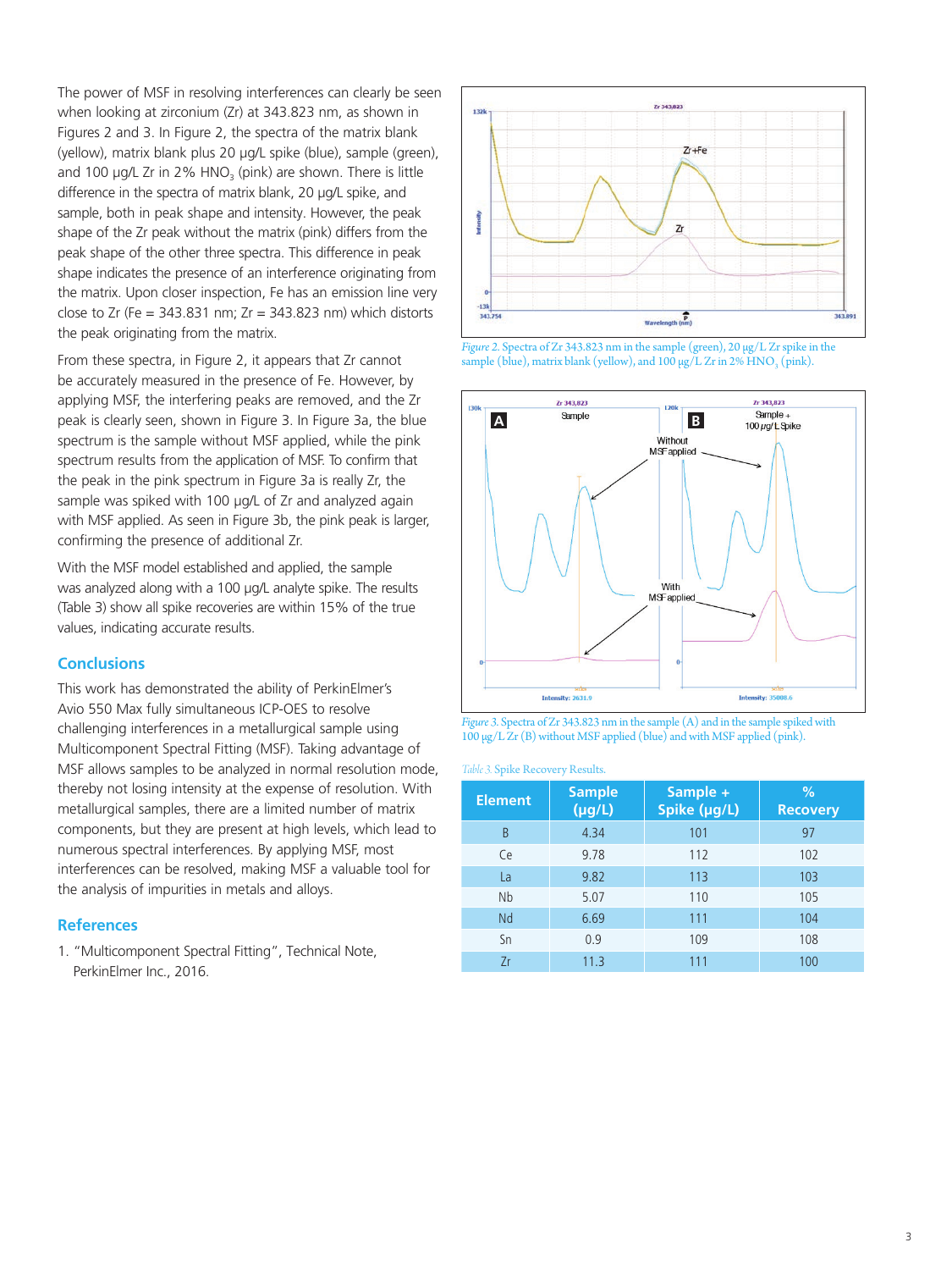The power of MSF in resolving interferences can clearly be seen when looking at zirconium (Zr) at 343.823 nm, as shown in Figures 2 and 3. In Figure 2, the spectra of the matrix blank (yellow), matrix blank plus 20 µg/L spike (blue), sample (green), and 100 µg/L Zr in 2% $HNO_3$ (pink) are shown. There is little difference in the spectra of matrix blank, 20 µg/L spike, and sample, both in peak shape and intensity. However, the peak shape of the Zr peak without the matrix (pink) differs from the peak shape of the other three spectra. This difference in peak shape indicates the presence of an interference originating from the matrix. Upon closer inspection, Fe has an emission line very close to Zr (Fe = 343.831 nm; Zr = 343.823 nm) which distorts the peak originating from the matrix.

From these spectra, in Figure 2, it appears that Zr cannot be accurately measured in the presence of Fe. However, by applying MSF, the interfering peaks are removed, and the Zr peak is clearly seen, shown in Figure 3. In Figure 3a, the blue spectrum is the sample without MSF applied, while the pink spectrum results from the application of MSF. To confirm that the peak in the pink spectrum in Figure 3a is really Zr, the sample was spiked with 100 µg/L of Zr and analyzed again with MSF applied. As seen in Figure 3b, the pink peak is larger, confirming the presence of additional Zr.

With the MSF model established and applied, the sample was analyzed along with a 100 µg/L analyte spike. The results (Table 3) show all spike recoveries are within 15% of the true values, indicating accurate results.

*Figure 2.* Spectra of Zr 343.823 nm in the sample (green), 20 µg/L Zr spike in the sample (blue), matrix blank (yellow), and 100 µg/L Zr in 2% $HNO_3$ (pink).

*Figure 3.* Spectra of Zr 343.823 nm in the sample (A) and in the sample spiked with 100 µg/L Zr (B) without MSF applied (blue) and with MSF applied (pink).

*Table 3.* Spike Recovery Results.

| Element | Sample (µg/L) | Sample + Spike (µg/L) | % Recovery |
|---|---|---|---|
| B | 4.34 | 101 | 97 |
| Ce | 9.78 | 112 | 102 |
| La | 9.82 | 113 | 103 |
| Nb | 5.07 | 110 | 105 |
| Nd | 6.69 | 111 | 104 |
| Sn | 0.9 | 109 | 108 |
| Zr | 11.3 | 111 | 100 |

## Conclusions

This work has demonstrated the ability of PerkinElmer's Avio 550 Max fully simultaneous ICP-OES to resolve challenging interferences in a metallurgical sample using Multicomponent Spectral Fitting (MSF). Taking advantage of MSF allows samples to be analyzed in normal resolution mode, thereby not losing intensity at the expense of resolution. With metallurgical samples, there are a limited number of matrix components, but they are present at high levels, which lead to numerous spectral interferences. By applying MSF, most interferences can be resolved, making MSF a valuable tool for the analysis of impurities in metals and alloys.

## References

1. "Multicomponent Spectral Fitting", Technical Note, PerkinElmer Inc., 2016.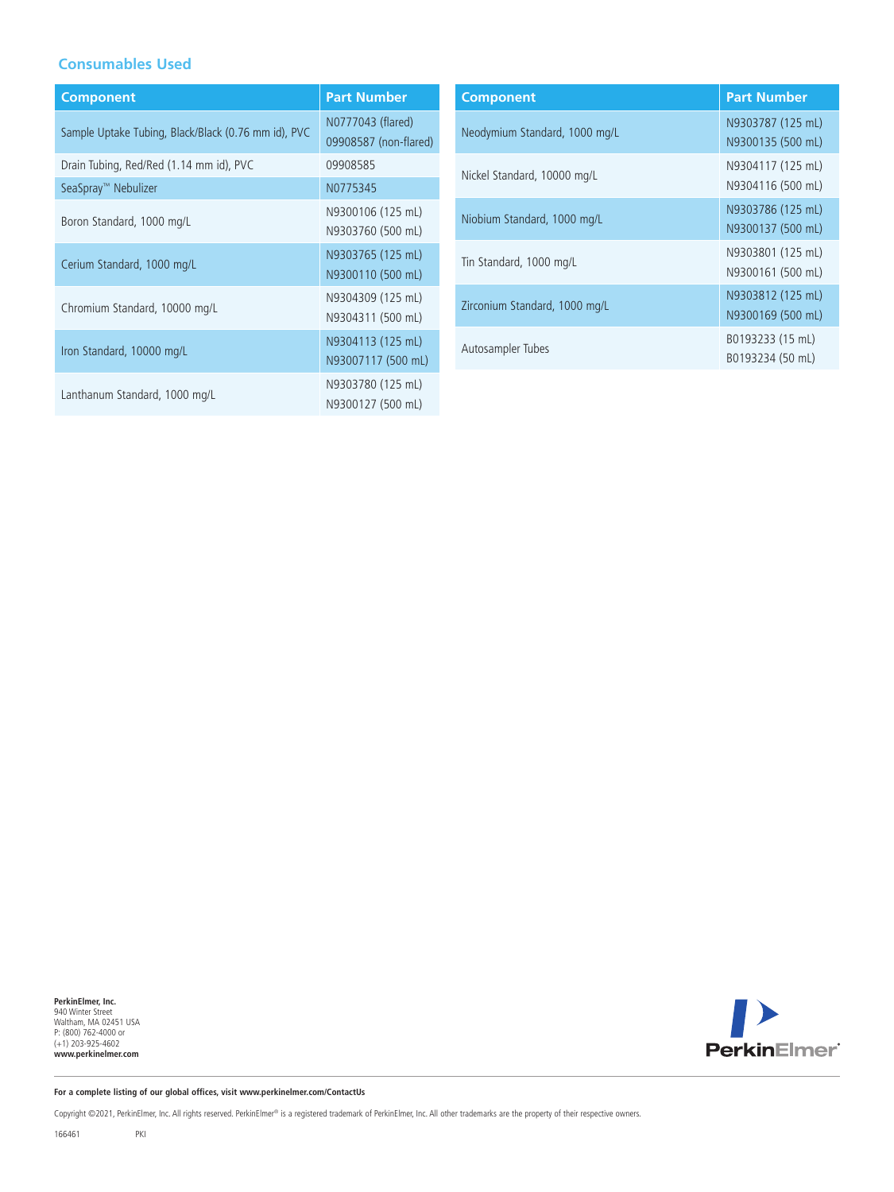## Consumables Used

| Component | Part Number |
|---|---|
| Sample Uptake Tubing, Black/Black (0.76 mm id), PVC | N0777043 (flared)<br>09908587 (non-flared) |
| Drain Tubing, Red/Red (1.14 mm id), PVC | 09908585 |
| SeaSpray™ Nebulizer | N0775345 |
| Boron Standard, 1000 mg/L | N9300106 (125 mL)<br>N9303760 (500 mL) |
| Cerium Standard, 1000 mg/L | N9303765 (125 mL)<br>N9300110 (500 mL) |
| Chromium Standard, 10000 mg/L | N9304309 (125 mL)<br>N9304311 (500 mL) |
| Iron Standard, 10000 mg/L | N9304113 (125 mL)<br>N93007117 (500 mL) |
| Lanthanum Standard, 1000 mg/L | N9303780 (125 mL)<br>N9300127 (500 mL) |
| Neodymium Standard, 1000 mg/L | N9303787 (125 mL)<br>N9300135 (500 mL) |
| Nickel Standard, 10000 mg/L | N9304117 (125 mL)<br>N9304116 (500 mL) |
| Niobium Standard, 1000 mg/L | N9303786 (125 mL)<br>N9300137 (500 mL) |
| Tin Standard, 1000 mg/L | N9303801 (125 mL)<br>N9300161 (500 mL) |
| Zirconium Standard, 1000 mg/L | N9303812 (125 mL)<br>N9300169 (500 mL) |
| Autosampler Tubes | B0193233 (15 mL)<br>B0193234 (50 mL) |

**PerkinElmer, Inc.**
940 Winter Street
Waltham, MA 02451 USA
P: (800) 762-4000 or
(+1) 203-925-4602
**www.perkinelmer.com**

PerkinElmer

**For a complete listing of our global offices, visit www.perkinelmer.com/ContactUs**

Copyright ©2021, PerkinElmer, Inc. All rights reserved. PerkinElmer® is a registered trademark of PerkinElmer, Inc. All other trademarks are the property of their respective owners.

166461 PKI